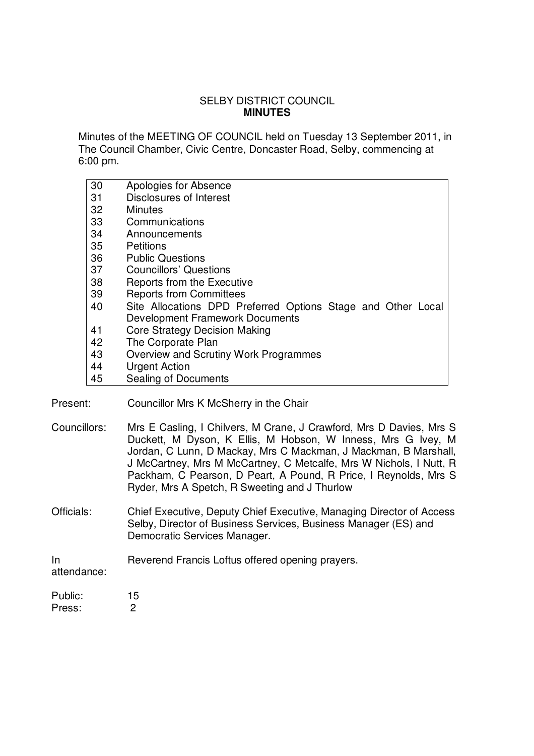# SELBY DISTRICT COUNCIL
## MINUTES

Minutes of the MEETING OF COUNCIL held on Tuesday 13 September 2011, in The Council Chamber, Civic Centre, Doncaster Road, Selby, commencing at 6:00 pm.

| | |
|---|---|
| 30 | Apologies for Absence |
| 31 | Disclosures of Interest |
| 32 | Minutes |
| 33 | Communications |
| 34 | Announcements |
| 35 | Petitions |
| 36 | Public Questions |
| 37 | Councillors' Questions |
| 38 | Reports from the Executive |
| 39 | Reports from Committees |
| 40 | Site Allocations DPD Preferred Options Stage and Other Local Development Framework Documents |
| 41 | Core Strategy Decision Making |
| 42 | The Corporate Plan |
| 43 | Overview and Scrutiny Work Programmes |
| 44 | Urgent Action |
| 45 | Sealing of Documents |

**Present:** Councillor Mrs K McSherry in the Chair

**Councillors:** Mrs E Casling, I Chilvers, M Crane, J Crawford, Mrs D Davies, Mrs S Duckett, M Dyson, K Ellis, M Hobson, W Inness, Mrs G Ivey, M Jordan, C Lunn, D Mackay, Mrs C Mackman, J Mackman, B Marshall, J McCartney, Mrs M McCartney, C Metcalfe, Mrs W Nichols, I Nutt, R Packham, C Pearson, D Peart, A Pound, R Price, I Reynolds, Mrs S Ryder, Mrs A Spetch, R Sweeting and J Thurlow

**Officials:** Chief Executive, Deputy Chief Executive, Managing Director of Access Selby, Director of Business Services, Business Manager (ES) and Democratic Services Manager.

**In attendance:** Reverend Francis Loftus offered opening prayers.

**Public:** 15
**Press:** 2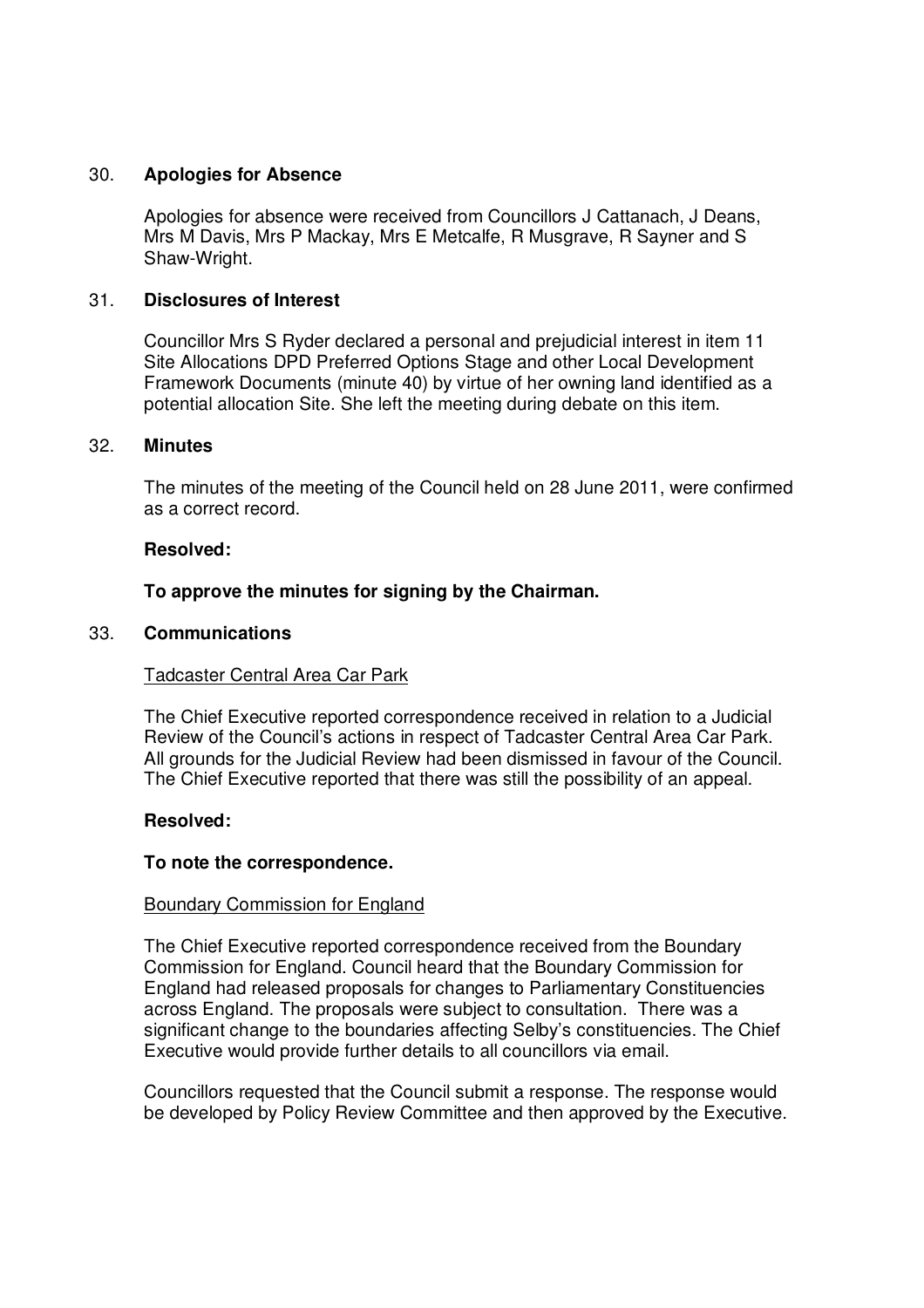## 30. **Apologies for Absence**

Apologies for absence were received from Councillors J Cattanach, J Deans, Mrs M Davis, Mrs P Mackay, Mrs E Metcalfe, R Musgrave, R Sayner and S Shaw-Wright.

## 31. **Disclosures of Interest**

Councillor Mrs S Ryder declared a personal and prejudicial interest in item 11 Site Allocations DPD Preferred Options Stage and other Local Development Framework Documents (minute 40) by virtue of her owning land identified as a potential allocation Site. She left the meeting during debate on this item.

## 32. **Minutes**

The minutes of the meeting of the Council held on 28 June 2011, were confirmed as a correct record.

**Resolved:**

**To approve the minutes for signing by the Chairman.**

## 33. **Communications**

Tadcaster Central Area Car Park

The Chief Executive reported correspondence received in relation to a Judicial Review of the Council's actions in respect of Tadcaster Central Area Car Park. All grounds for the Judicial Review had been dismissed in favour of the Council. The Chief Executive reported that there was still the possibility of an appeal.

**Resolved:**

**To note the correspondence.**

Boundary Commission for England

The Chief Executive reported correspondence received from the Boundary Commission for England. Council heard that the Boundary Commission for England had released proposals for changes to Parliamentary Constituencies across England. The proposals were subject to consultation. There was a significant change to the boundaries affecting Selby's constituencies. The Chief Executive would provide further details to all councillors via email.

Councillors requested that the Council submit a response. The response would be developed by Policy Review Committee and then approved by the Executive.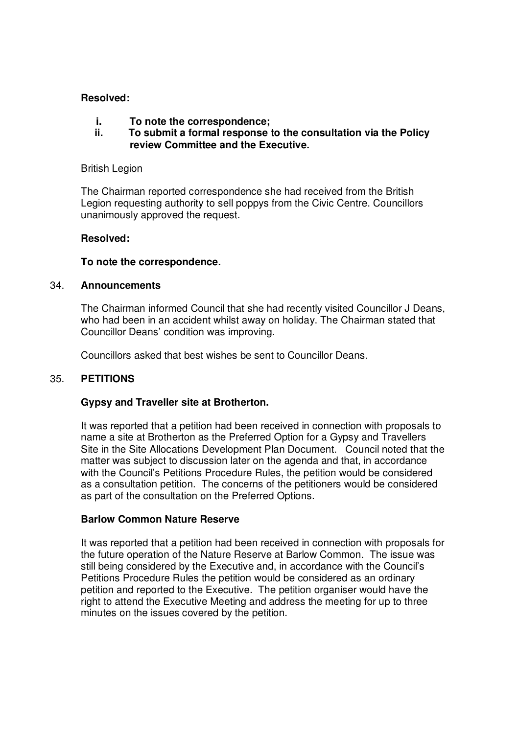**Resolved:**

i. **To note the correspondence;**
ii. **To submit a formal response to the consultation via the Policy review Committee and the Executive.**

British Legion

The Chairman reported correspondence she had received from the British Legion requesting authority to sell poppys from the Civic Centre. Councillors unanimously approved the request.

**Resolved:**

**To note the correspondence.**

34. **Announcements**

The Chairman informed Council that she had recently visited Councillor J Deans, who had been in an accident whilst away on holiday. The Chairman stated that Councillor Deans' condition was improving.

Councillors asked that best wishes be sent to Councillor Deans.

35. **PETITIONS**

**Gypsy and Traveller site at Brotherton.**

It was reported that a petition had been received in connection with proposals to name a site at Brotherton as the Preferred Option for a Gypsy and Travellers Site in the Site Allocations Development Plan Document. Council noted that the matter was subject to discussion later on the agenda and that, in accordance with the Council's Petitions Procedure Rules, the petition would be considered as a consultation petition. The concerns of the petitioners would be considered as part of the consultation on the Preferred Options.

**Barlow Common Nature Reserve**

It was reported that a petition had been received in connection with proposals for the future operation of the Nature Reserve at Barlow Common. The issue was still being considered by the Executive and, in accordance with the Council's Petitions Procedure Rules the petition would be considered as an ordinary petition and reported to the Executive. The petition organiser would have the right to attend the Executive Meeting and address the meeting for up to three minutes on the issues covered by the petition.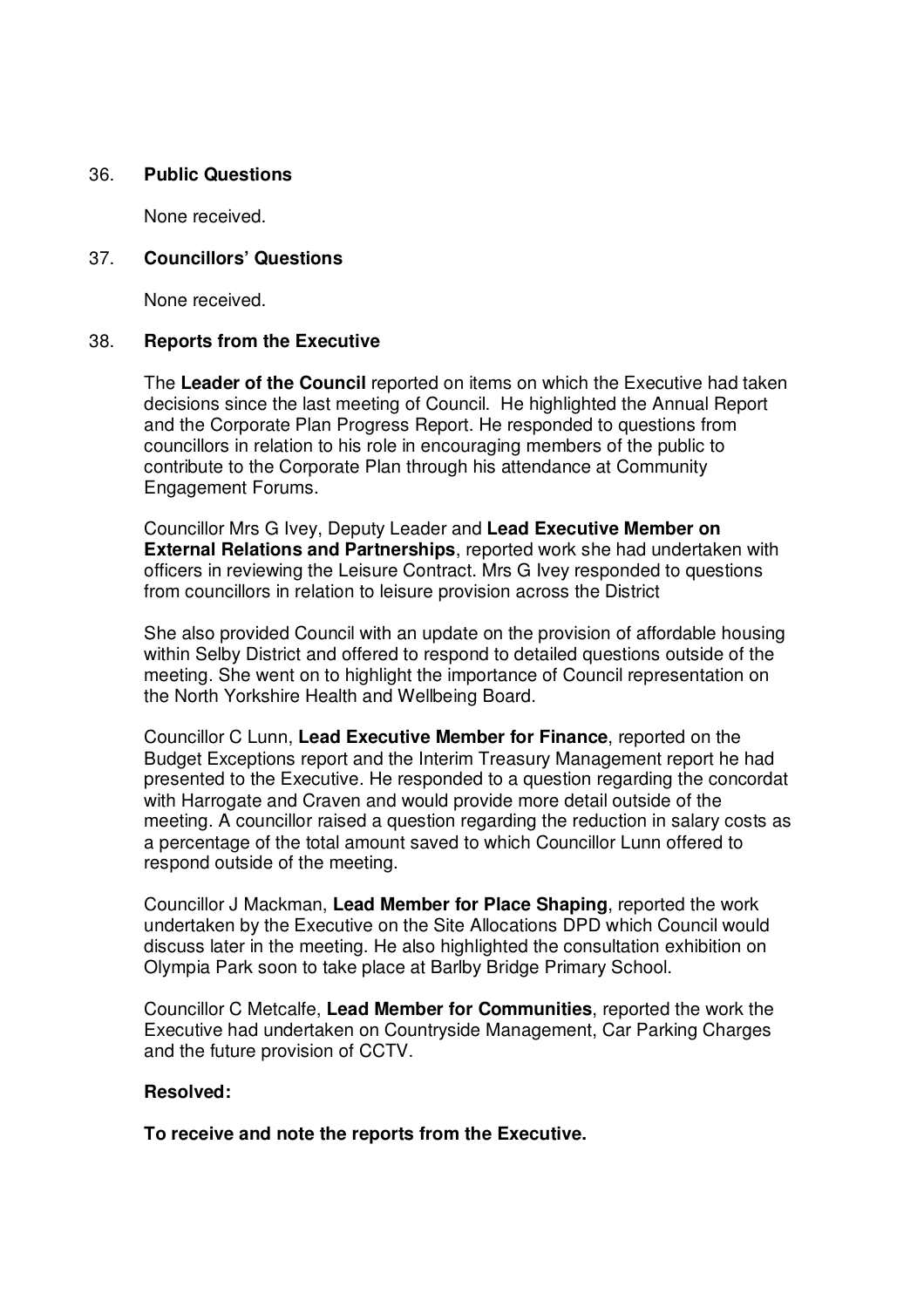36. **Public Questions**

None received.

37. **Councillors' Questions**

None received.

38. **Reports from the Executive**

The **Leader of the Council** reported on items on which the Executive had taken decisions since the last meeting of Council. He highlighted the Annual Report and the Corporate Plan Progress Report. He responded to questions from councillors in relation to his role in encouraging members of the public to contribute to the Corporate Plan through his attendance at Community Engagement Forums.

Councillor Mrs G Ivey, Deputy Leader and **Lead Executive Member on External Relations and Partnerships**, reported work she had undertaken with officers in reviewing the Leisure Contract. Mrs G Ivey responded to questions from councillors in relation to leisure provision across the District

She also provided Council with an update on the provision of affordable housing within Selby District and offered to respond to detailed questions outside of the meeting. She went on to highlight the importance of Council representation on the North Yorkshire Health and Wellbeing Board.

Councillor C Lunn, **Lead Executive Member for Finance**, reported on the Budget Exceptions report and the Interim Treasury Management report he had presented to the Executive. He responded to a question regarding the concordat with Harrogate and Craven and would provide more detail outside of the meeting. A councillor raised a question regarding the reduction in salary costs as a percentage of the total amount saved to which Councillor Lunn offered to respond outside of the meeting.

Councillor J Mackman, **Lead Member for Place Shaping**, reported the work undertaken by the Executive on the Site Allocations DPD which Council would discuss later in the meeting. He also highlighted the consultation exhibition on Olympia Park soon to take place at Barlby Bridge Primary School.

Councillor C Metcalfe, **Lead Member for Communities**, reported the work the Executive had undertaken on Countryside Management, Car Parking Charges and the future provision of CCTV.

**Resolved:**

**To receive and note the reports from the Executive.**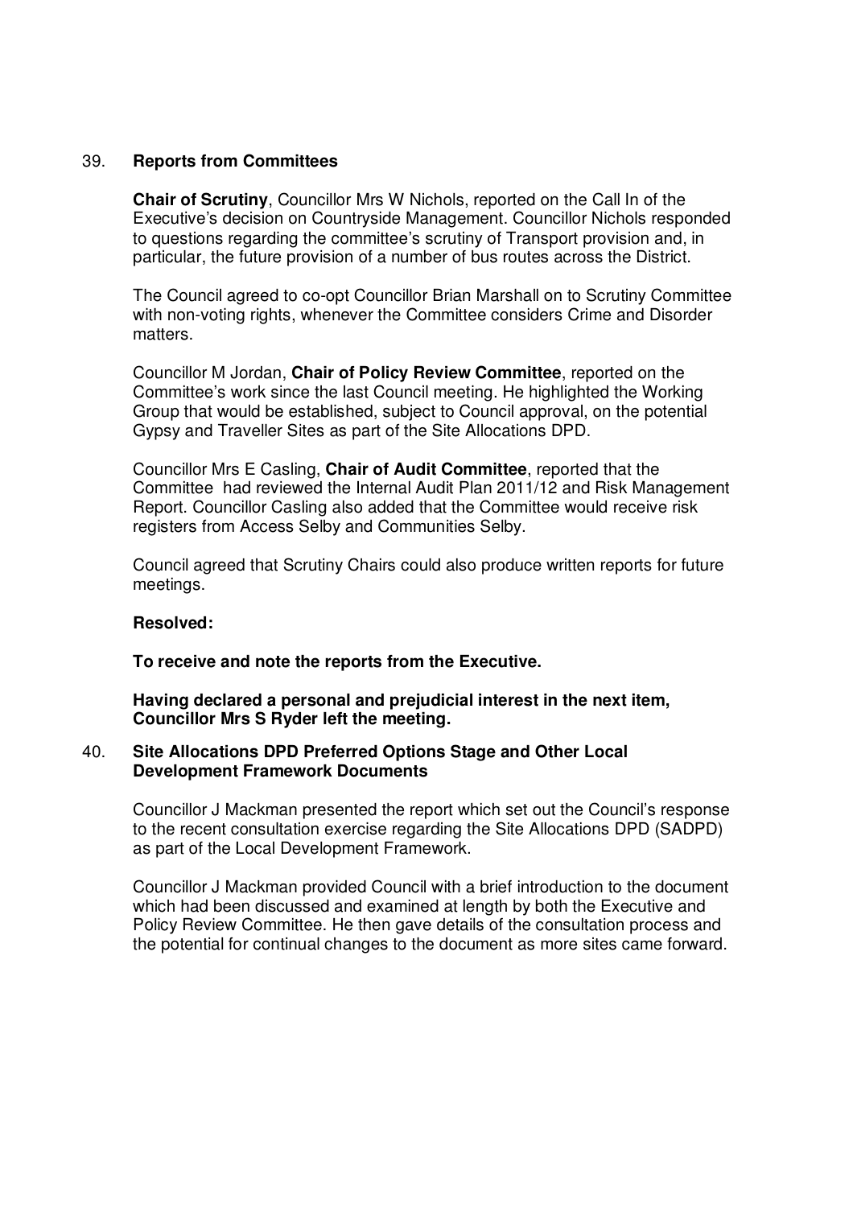39. **Reports from Committees**

**Chair of Scrutiny**, Councillor Mrs W Nichols, reported on the Call In of the Executive's decision on Countryside Management. Councillor Nichols responded to questions regarding the committee's scrutiny of Transport provision and, in particular, the future provision of a number of bus routes across the District.

The Council agreed to co-opt Councillor Brian Marshall on to Scrutiny Committee with non-voting rights, whenever the Committee considers Crime and Disorder matters.

Councillor M Jordan, **Chair of Policy Review Committee**, reported on the Committee's work since the last Council meeting. He highlighted the Working Group that would be established, subject to Council approval, on the potential Gypsy and Traveller Sites as part of the Site Allocations DPD.

Councillor Mrs E Casling, **Chair of Audit Committee**, reported that the Committee had reviewed the Internal Audit Plan 2011/12 and Risk Management Report. Councillor Casling also added that the Committee would receive risk registers from Access Selby and Communities Selby.

Council agreed that Scrutiny Chairs could also produce written reports for future meetings.

**Resolved:**

**To receive and note the reports from the Executive.**

**Having declared a personal and prejudicial interest in the next item, Councillor Mrs S Ryder left the meeting.**

40. **Site Allocations DPD Preferred Options Stage and Other Local Development Framework Documents**

Councillor J Mackman presented the report which set out the Council's response to the recent consultation exercise regarding the Site Allocations DPD (SADPD) as part of the Local Development Framework.

Councillor J Mackman provided Council with a brief introduction to the document which had been discussed and examined at length by both the Executive and Policy Review Committee. He then gave details of the consultation process and the potential for continual changes to the document as more sites came forward.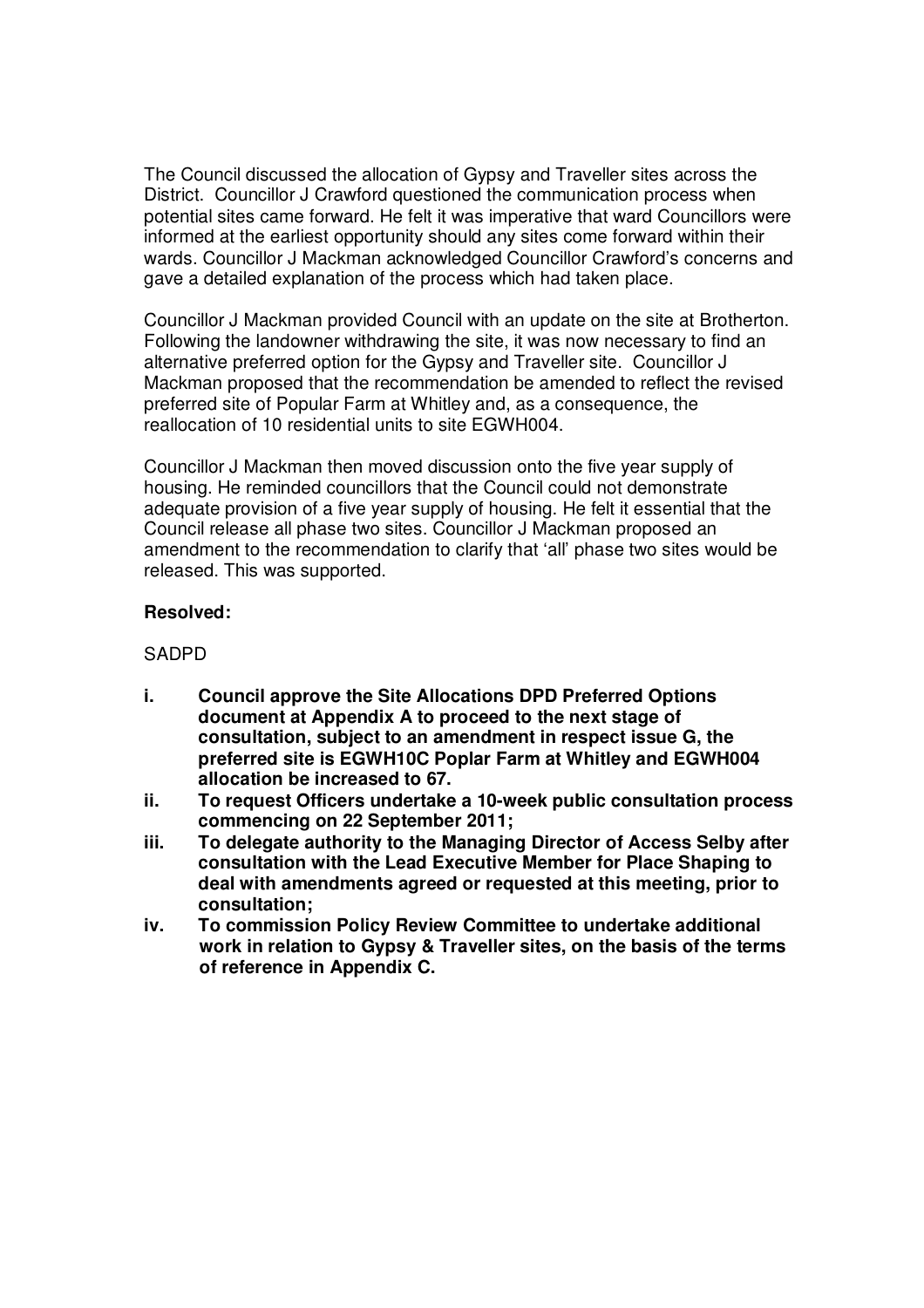The Council discussed the allocation of Gypsy and Traveller sites across the District. Councillor J Crawford questioned the communication process when potential sites came forward. He felt it was imperative that ward Councillors were informed at the earliest opportunity should any sites come forward within their wards. Councillor J Mackman acknowledged Councillor Crawford's concerns and gave a detailed explanation of the process which had taken place.

Councillor J Mackman provided Council with an update on the site at Brotherton. Following the landowner withdrawing the site, it was now necessary to find an alternative preferred option for the Gypsy and Traveller site. Councillor J Mackman proposed that the recommendation be amended to reflect the revised preferred site of Popular Farm at Whitley and, as a consequence, the reallocation of 10 residential units to site EGWH004.

Councillor J Mackman then moved discussion onto the five year supply of housing. He reminded councillors that the Council could not demonstrate adequate provision of a five year supply of housing. He felt it essential that the Council release all phase two sites. Councillor J Mackman proposed an amendment to the recommendation to clarify that 'all' phase two sites would be released. This was supported.

**Resolved:**

SADPD

- **i. Council approve the Site Allocations DPD Preferred Options document at Appendix A to proceed to the next stage of consultation, subject to an amendment in respect issue G, the preferred site is EGWH10C Poplar Farm at Whitley and EGWH004 allocation be increased to 67.**
- **ii. To request Officers undertake a 10-week public consultation process commencing on 22 September 2011;**
- **iii. To delegate authority to the Managing Director of Access Selby after consultation with the Lead Executive Member for Place Shaping to deal with amendments agreed or requested at this meeting, prior to consultation;**
- **iv. To commission Policy Review Committee to undertake additional work in relation to Gypsy & Traveller sites, on the basis of the terms of reference in Appendix C.**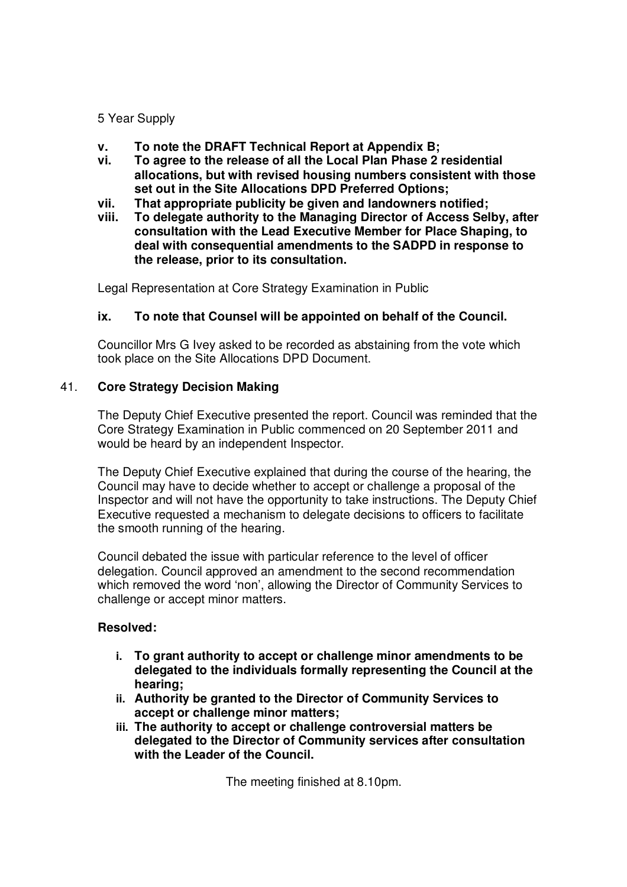5 Year Supply

**v. To note the DRAFT Technical Report at Appendix B;**

**vi. To agree to the release of all the Local Plan Phase 2 residential allocations, but with revised housing numbers consistent with those set out in the Site Allocations DPD Preferred Options;**

**vii. That appropriate publicity be given and landowners notified;**

**viii. To delegate authority to the Managing Director of Access Selby, after consultation with the Lead Executive Member for Place Shaping, to deal with consequential amendments to the SADPD in response to the release, prior to its consultation.**

Legal Representation at Core Strategy Examination in Public

**ix. To note that Counsel will be appointed on behalf of the Council.**

Councillor Mrs G Ivey asked to be recorded as abstaining from the vote which took place on the Site Allocations DPD Document.

## 41. Core Strategy Decision Making

The Deputy Chief Executive presented the report. Council was reminded that the Core Strategy Examination in Public commenced on 20 September 2011 and would be heard by an independent Inspector.

The Deputy Chief Executive explained that during the course of the hearing, the Council may have to decide whether to accept or challenge a proposal of the Inspector and will not have the opportunity to take instructions. The Deputy Chief Executive requested a mechanism to delegate decisions to officers to facilitate the smooth running of the hearing.

Council debated the issue with particular reference to the level of officer delegation. Council approved an amendment to the second recommendation which removed the word 'non', allowing the Director of Community Services to challenge or accept minor matters.

**Resolved:**

- **i. To grant authority to accept or challenge minor amendments to be delegated to the individuals formally representing the Council at the hearing;**
- **ii. Authority be granted to the Director of Community Services to accept or challenge minor matters;**
- **iii. The authority to accept or challenge controversial matters be delegated to the Director of Community services after consultation with the Leader of the Council.**

The meeting finished at 8.10pm.